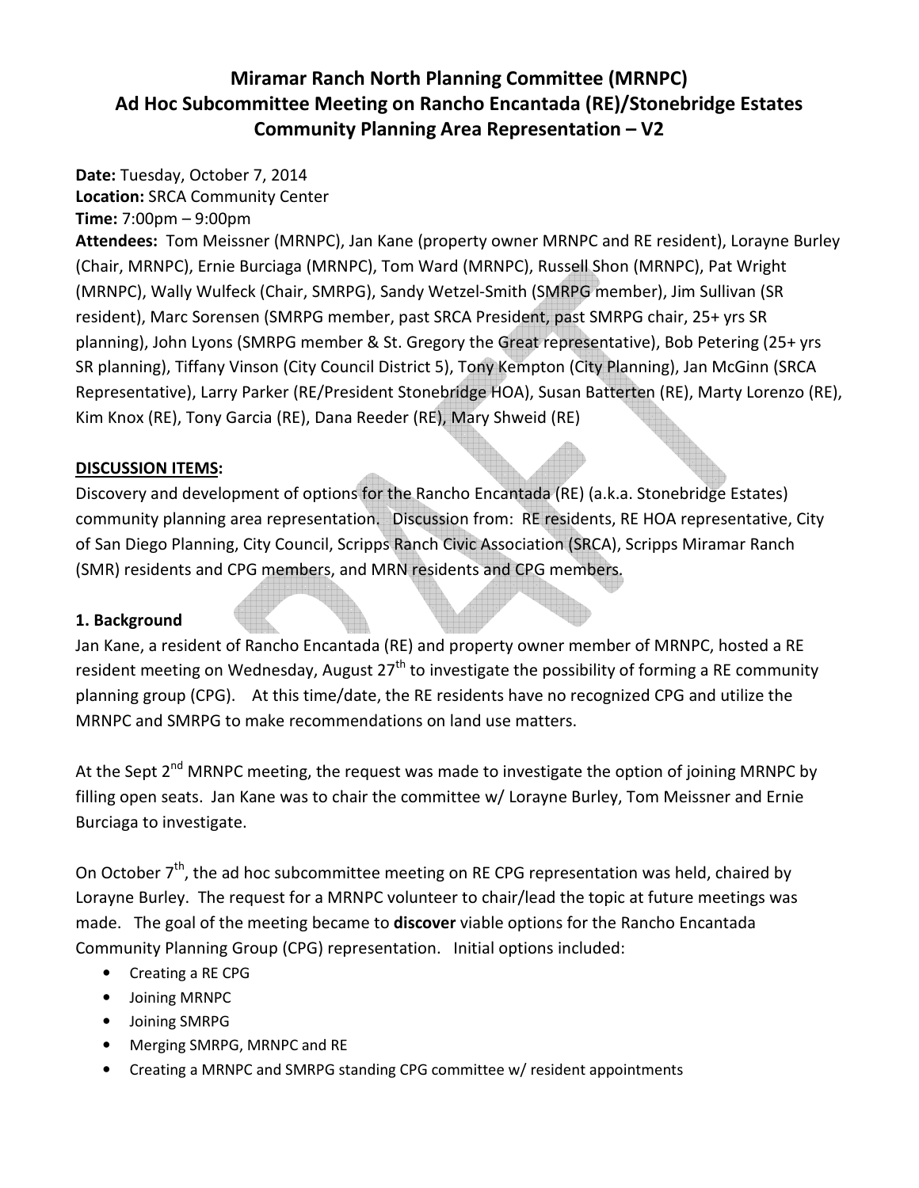# Miramar Ranch North Planning Committee (MRNPC)
# Ad Hoc Subcommittee Meeting on Rancho Encantada (RE)/Stonebridge Estates
# Community Planning Area Representation – V2

**Date:** Tuesday, October 7, 2014
**Location:** SRCA Community Center
**Time:** 7:00pm – 9:00pm
**Attendees:** Tom Meissner (MRNPC), Jan Kane (property owner MRNPC and RE resident), Lorayne Burley (Chair, MRNPC), Ernie Burciaga (MRNPC), Tom Ward (MRNPC), Russell Shon (MRNPC), Pat Wright (MRNPC), Wally Wulfeck (Chair, SMRPG), Sandy Wetzel-Smith (SMRPG member), Jim Sullivan (SR resident), Marc Sorensen (SMRPG member, past SRCA President, past SMRPG chair, 25+ yrs SR planning), John Lyons (SMRPG member & St. Gregory the Great representative), Bob Petering (25+ yrs SR planning), Tiffany Vinson (City Council District 5), Tony Kempton (City Planning), Jan McGinn (SRCA Representative), Larry Parker (RE/President Stonebridge HOA), Susan Batterten (RE), Marty Lorenzo (RE), Kim Knox (RE), Tony Garcia (RE), Dana Reeder (RE), Mary Shweid (RE)

**DISCUSSION ITEMS:**

Discovery and development of options for the Rancho Encantada (RE) (a.k.a. Stonebridge Estates) community planning area representation. Discussion from: RE residents, RE HOA representative, City of San Diego Planning, City Council, Scripps Ranch Civic Association (SRCA), Scripps Miramar Ranch (SMR) residents and CPG members, and MRN residents and CPG members.

## 1. Background

Jan Kane, a resident of Rancho Encantada (RE) and property owner member of MRNPC, hosted a RE resident meeting on Wednesday, August 27th to investigate the possibility of forming a RE community planning group (CPG). At this time/date, the RE residents have no recognized CPG and utilize the MRNPC and SMRPG to make recommendations on land use matters.

At the Sept 2nd MRNPC meeting, the request was made to investigate the option of joining MRNPC by filling open seats. Jan Kane was to chair the committee w/ Lorayne Burley, Tom Meissner and Ernie Burciaga to investigate.

On October 7th, the ad hoc subcommittee meeting on RE CPG representation was held, chaired by Lorayne Burley. The request for a MRNPC volunteer to chair/lead the topic at future meetings was made. The goal of the meeting became to **discover** viable options for the Rancho Encantada Community Planning Group (CPG) representation. Initial options included:

- Creating a RE CPG
- Joining MRNPC
- Joining SMRPG
- Merging SMRPG, MRNPC and RE
- Creating a MRNPC and SMRPG standing CPG committee w/ resident appointments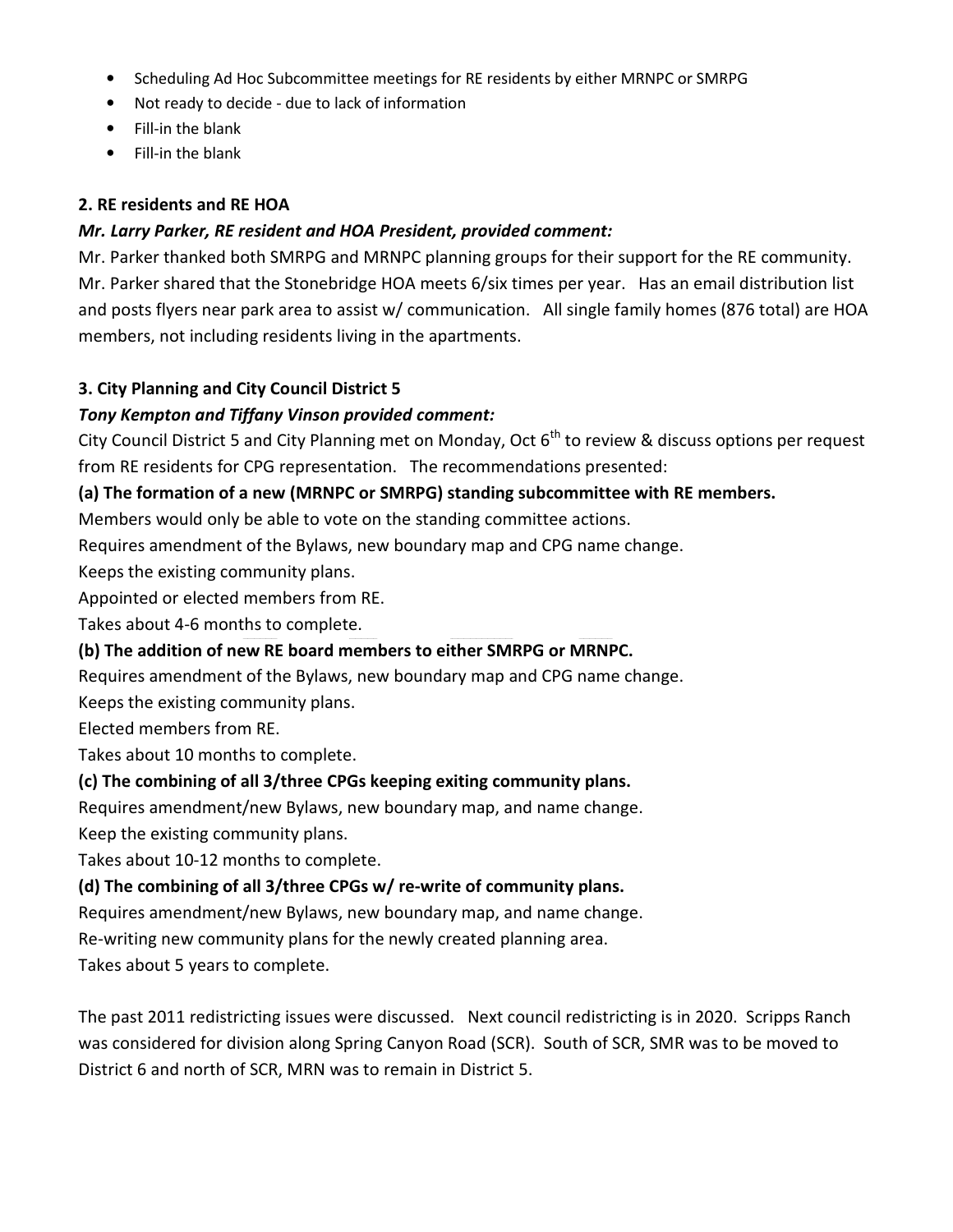- Scheduling Ad Hoc Subcommittee meetings for RE residents by either MRNPC or SMRPG
- Not ready to decide - due to lack of information
- Fill-in the blank
- Fill-in the blank

**2. RE residents and RE HOA**

***Mr. Larry Parker, RE resident and HOA President, provided comment:***

Mr. Parker thanked both SMRPG and MRNPC planning groups for their support for the RE community. Mr. Parker shared that the Stonebridge HOA meets 6/six times per year. Has an email distribution list and posts flyers near park area to assist w/ communication. All single family homes (876 total) are HOA members, not including residents living in the apartments.

**3. City Planning and City Council District 5**

***Tony Kempton and Tiffany Vinson provided comment:***

City Council District 5 and City Planning met on Monday, Oct 6th to review & discuss options per request from RE residents for CPG representation. The recommendations presented:

**(a) The formation of a new (MRNPC or SMRPG) standing subcommittee with RE members.**

Members would only be able to vote on the standing committee actions.
Requires amendment of the Bylaws, new boundary map and CPG name change.
Keeps the existing community plans.
Appointed or elected members from RE.
Takes about 4-6 months to complete.

**(b) The addition of new RE board members to either SMRPG or MRNPC.**

Requires amendment of the Bylaws, new boundary map and CPG name change.
Keeps the existing community plans.
Elected members from RE.
Takes about 10 months to complete.

**(c) The combining of all 3/three CPGs keeping exiting community plans.**

Requires amendment/new Bylaws, new boundary map, and name change.
Keep the existing community plans.
Takes about 10-12 months to complete.

**(d) The combining of all 3/three CPGs w/ re-write of community plans.**

Requires amendment/new Bylaws, new boundary map, and name change.
Re-writing new community plans for the newly created planning area.
Takes about 5 years to complete.

The past 2011 redistricting issues were discussed. Next council redistricting is in 2020. Scripps Ranch was considered for division along Spring Canyon Road (SCR). South of SCR, SMR was to be moved to District 6 and north of SCR, MRN was to remain in District 5.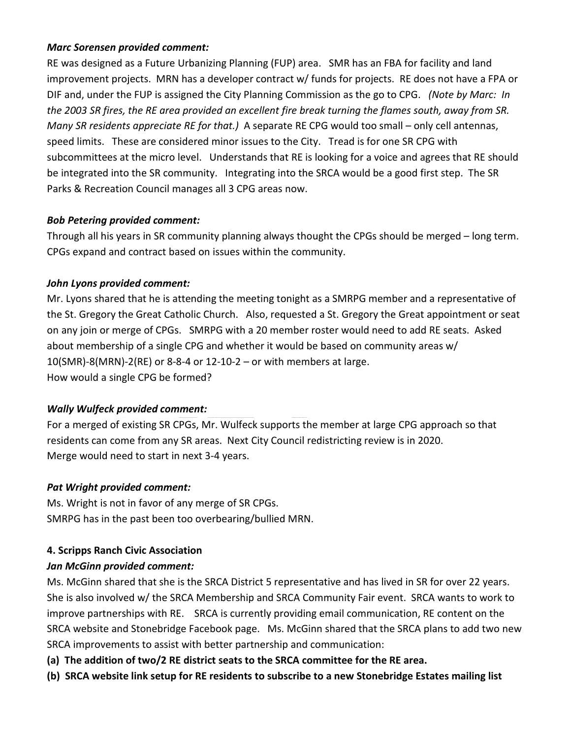***Marc Sorensen provided comment:***

RE was designed as a Future Urbanizing Planning (FUP) area. SMR has an FBA for facility and land improvement projects. MRN has a developer contract w/ funds for projects. RE does not have a FPA or DIF and, under the FUP is assigned the City Planning Commission as the go to CPG. *(Note by Marc: In the 2003 SR fires, the RE area provided an excellent fire break turning the flames south, away from SR. Many SR residents appreciate RE for that.)* A separate RE CPG would too small – only cell antennas, speed limits. These are considered minor issues to the City. Tread is for one SR CPG with subcommittees at the micro level. Understands that RE is looking for a voice and agrees that RE should be integrated into the SR community. Integrating into the SRCA would be a good first step. The SR Parks & Recreation Council manages all 3 CPG areas now.

***Bob Petering provided comment:***

Through all his years in SR community planning always thought the CPGs should be merged – long term. CPGs expand and contract based on issues within the community.

***John Lyons provided comment:***

Mr. Lyons shared that he is attending the meeting tonight as a SMRPG member and a representative of the St. Gregory the Great Catholic Church. Also, requested a St. Gregory the Great appointment or seat on any join or merge of CPGs. SMRPG with a 20 member roster would need to add RE seats. Asked about membership of a single CPG and whether it would be based on community areas w/ 10(SMR)-8(MRN)-2(RE) or 8-8-4 or 12-10-2 – or with members at large.
How would a single CPG be formed?

***Wally Wulfeck provided comment:***

For a merged of existing SR CPGs, Mr. Wulfeck supports the member at large CPG approach so that residents can come from any SR areas. Next City Council redistricting review is in 2020.
Merge would need to start in next 3-4 years.

***Pat Wright provided comment:***

Ms. Wright is not in favor of any merge of SR CPGs.
SMRPG has in the past been too overbearing/bullied MRN.

**4. Scripps Ranch Civic Association**

***Jan McGinn provided comment:***

Ms. McGinn shared that she is the SRCA District 5 representative and has lived in SR for over 22 years. She is also involved w/ the SRCA Membership and SRCA Community Fair event. SRCA wants to work to improve partnerships with RE. SRCA is currently providing email communication, RE content on the SRCA website and Stonebridge Facebook page. Ms. McGinn shared that the SRCA plans to add two new SRCA improvements to assist with better partnership and communication:

**(a) The addition of two/2 RE district seats to the SRCA committee for the RE area.**

**(b) SRCA website link setup for RE residents to subscribe to a new Stonebridge Estates mailing list**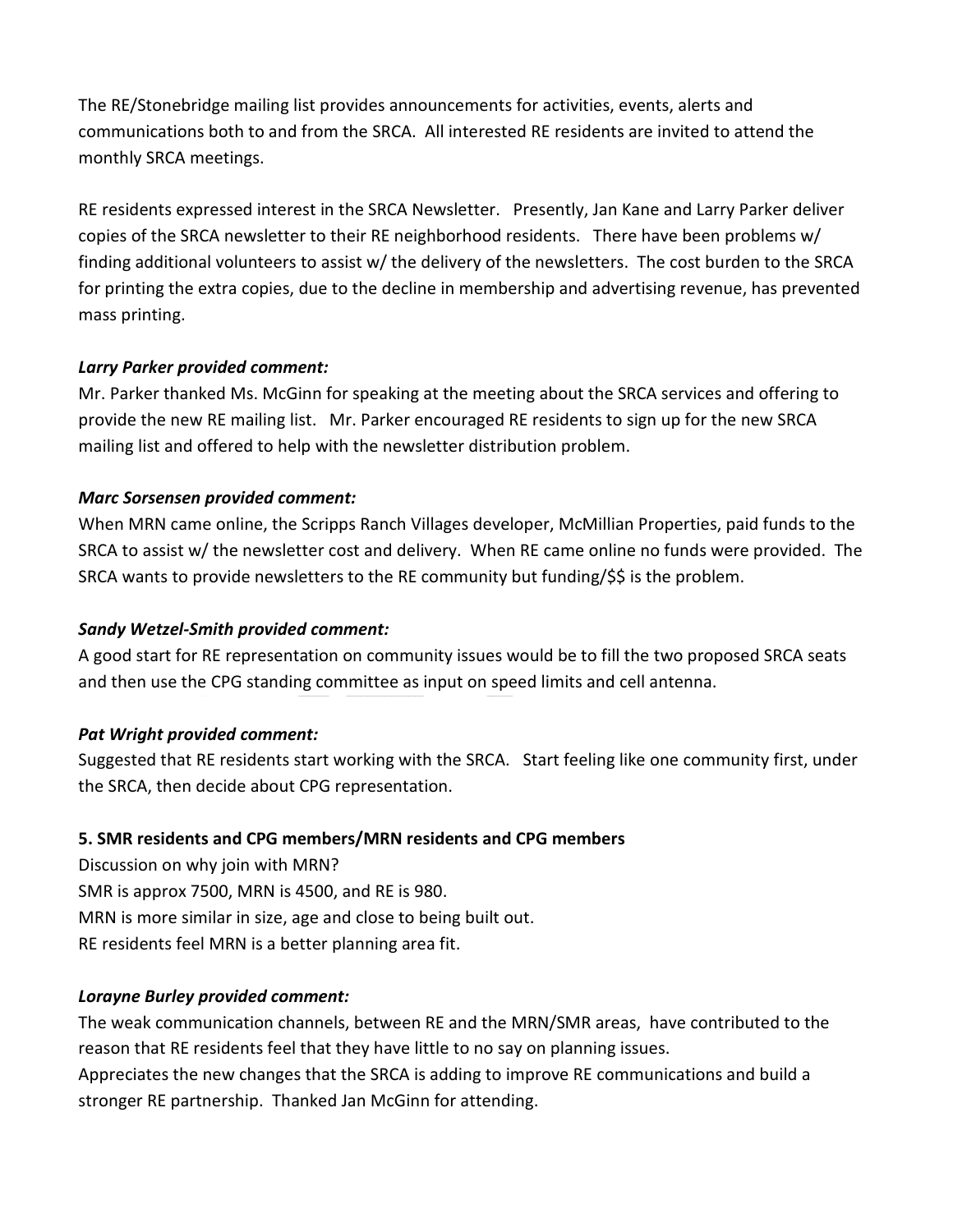The RE/Stonebridge mailing list provides announcements for activities, events, alerts and communications both to and from the SRCA. All interested RE residents are invited to attend the monthly SRCA meetings.

RE residents expressed interest in the SRCA Newsletter. Presently, Jan Kane and Larry Parker deliver copies of the SRCA newsletter to their RE neighborhood residents. There have been problems w/ finding additional volunteers to assist w/ the delivery of the newsletters. The cost burden to the SRCA for printing the extra copies, due to the decline in membership and advertising revenue, has prevented mass printing.

***Larry Parker provided comment:***
Mr. Parker thanked Ms. McGinn for speaking at the meeting about the SRCA services and offering to provide the new RE mailing list. Mr. Parker encouraged RE residents to sign up for the new SRCA mailing list and offered to help with the newsletter distribution problem.

***Marc Sorsensen provided comment:***
When MRN came online, the Scripps Ranch Villages developer, McMillian Properties, paid funds to the SRCA to assist w/ the newsletter cost and delivery. When RE came online no funds were provided. The SRCA wants to provide newsletters to the RE community but funding/$$ is the problem.

***Sandy Wetzel-Smith provided comment:***
A good start for RE representation on community issues would be to fill the two proposed SRCA seats and then use the CPG standing committee as input on speed limits and cell antenna.

***Pat Wright provided comment:***
Suggested that RE residents start working with the SRCA. Start feeling like one community first, under the SRCA, then decide about CPG representation.

**5. SMR residents and CPG members/MRN residents and CPG members**

Discussion on why join with MRN?
SMR is approx 7500, MRN is 4500, and RE is 980.
MRN is more similar in size, age and close to being built out.
RE residents feel MRN is a better planning area fit.

***Lorayne Burley provided comment:***
The weak communication channels, between RE and the MRN/SMR areas, have contributed to the reason that RE residents feel that they have little to no say on planning issues.
Appreciates the new changes that the SRCA is adding to improve RE communications and build a stronger RE partnership. Thanked Jan McGinn for attending.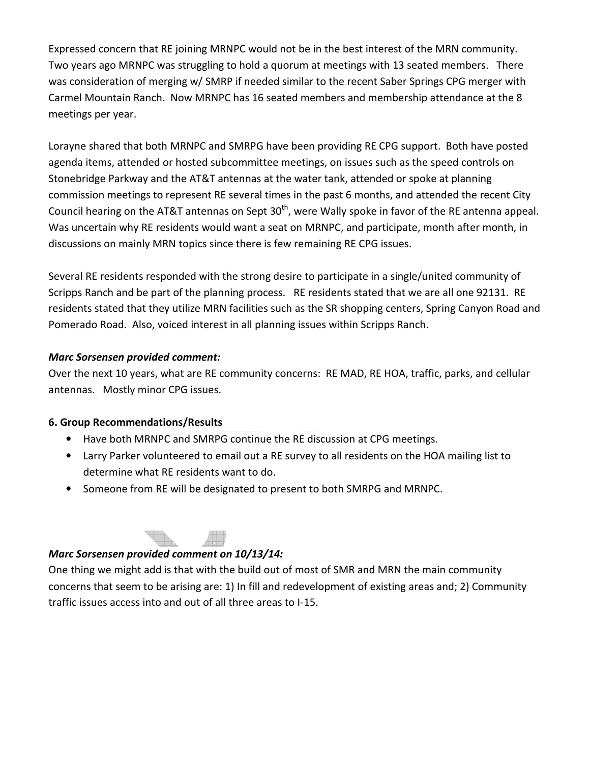Expressed concern that RE joining MRNPC would not be in the best interest of the MRN community. Two years ago MRNPC was struggling to hold a quorum at meetings with 13 seated members. There was consideration of merging w/ SMRP if needed similar to the recent Saber Springs CPG merger with Carmel Mountain Ranch. Now MRNPC has 16 seated members and membership attendance at the 8 meetings per year.

Lorayne shared that both MRNPC and SMRPG have been providing RE CPG support. Both have posted agenda items, attended or hosted subcommittee meetings, on issues such as the speed controls on Stonebridge Parkway and the AT&T antennas at the water tank, attended or spoke at planning commission meetings to represent RE several times in the past 6 months, and attended the recent City Council hearing on the AT&T antennas on Sept 30th, were Wally spoke in favor of the RE antenna appeal. Was uncertain why RE residents would want a seat on MRNPC, and participate, month after month, in discussions on mainly MRN topics since there is few remaining RE CPG issues.

Several RE residents responded with the strong desire to participate in a single/united community of Scripps Ranch and be part of the planning process. RE residents stated that we are all one 92131. RE residents stated that they utilize MRN facilities such as the SR shopping centers, Spring Canyon Road and Pomerado Road. Also, voiced interest in all planning issues within Scripps Ranch.

***Marc Sorsensen provided comment:***

Over the next 10 years, what are RE community concerns: RE MAD, RE HOA, traffic, parks, and cellular antennas. Mostly minor CPG issues.

**6. Group Recommendations/Results**

- Have both MRNPC and SMRPG continue the RE discussion at CPG meetings.
- Larry Parker volunteered to email out a RE survey to all residents on the HOA mailing list to determine what RE residents want to do.
- Someone from RE will be designated to present to both SMRPG and MRNPC.

***Marc Sorsensen provided comment on 10/13/14:***

One thing we might add is that with the build out of most of SMR and MRN the main community concerns that seem to be arising are: 1) In fill and redevelopment of existing areas and; 2) Community traffic issues access into and out of all three areas to I-15.